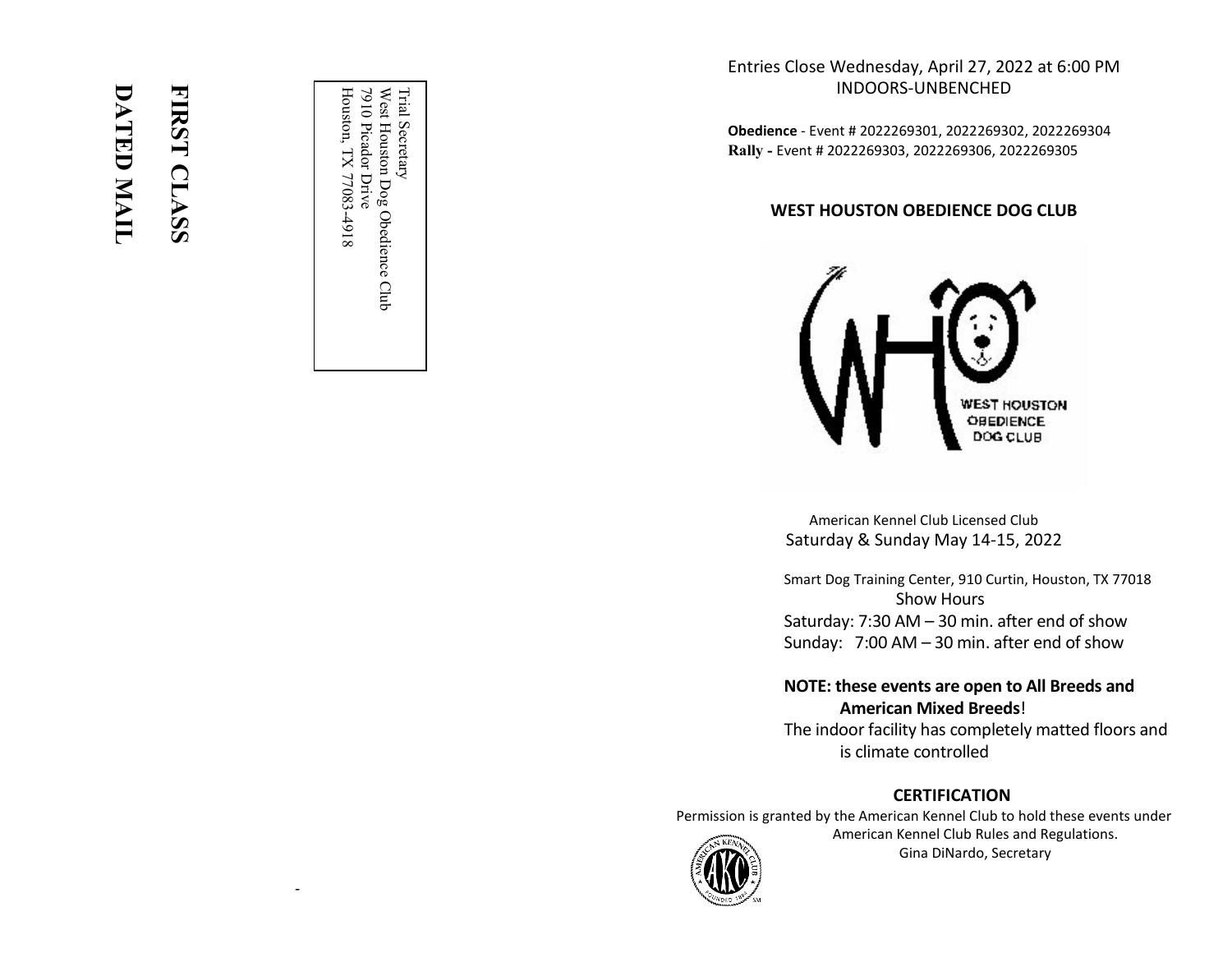FIRST CLASS

DATED MAIL

Trial Secretary
West Houston Dog Obedience Club
7910 Picador Drive
Houston, TX 77083-4918

Entries Close Wednesday, April 27, 2022 at 6:00 PM
INDOORS-UNBENCHED

**Obedience** - Event # 2022269301, 2022269302, 2022269304
**Rally -** Event # 2022269303, 2022269306, 2022269305

## WEST HOUSTON OBEDIENCE DOG CLUB

WEST HOUSTON
OBEDIENCE
DOG CLUB

American Kennel Club Licensed Club
Saturday & Sunday May 14-15, 2022

Smart Dog Training Center, 910 Curtin, Houston, TX 77018

Show Hours

Saturday: 7:30 AM – 30 min. after end of show
Sunday: 7:00 AM – 30 min. after end of show

**NOTE: these events are open to All Breeds and American Mixed Breeds**!
The indoor facility has completely matted floors and is climate controlled

### CERTIFICATION

Permission is granted by the American Kennel Club to hold these events under American Kennel Club Rules and Regulations.
Gina DiNardo, Secretary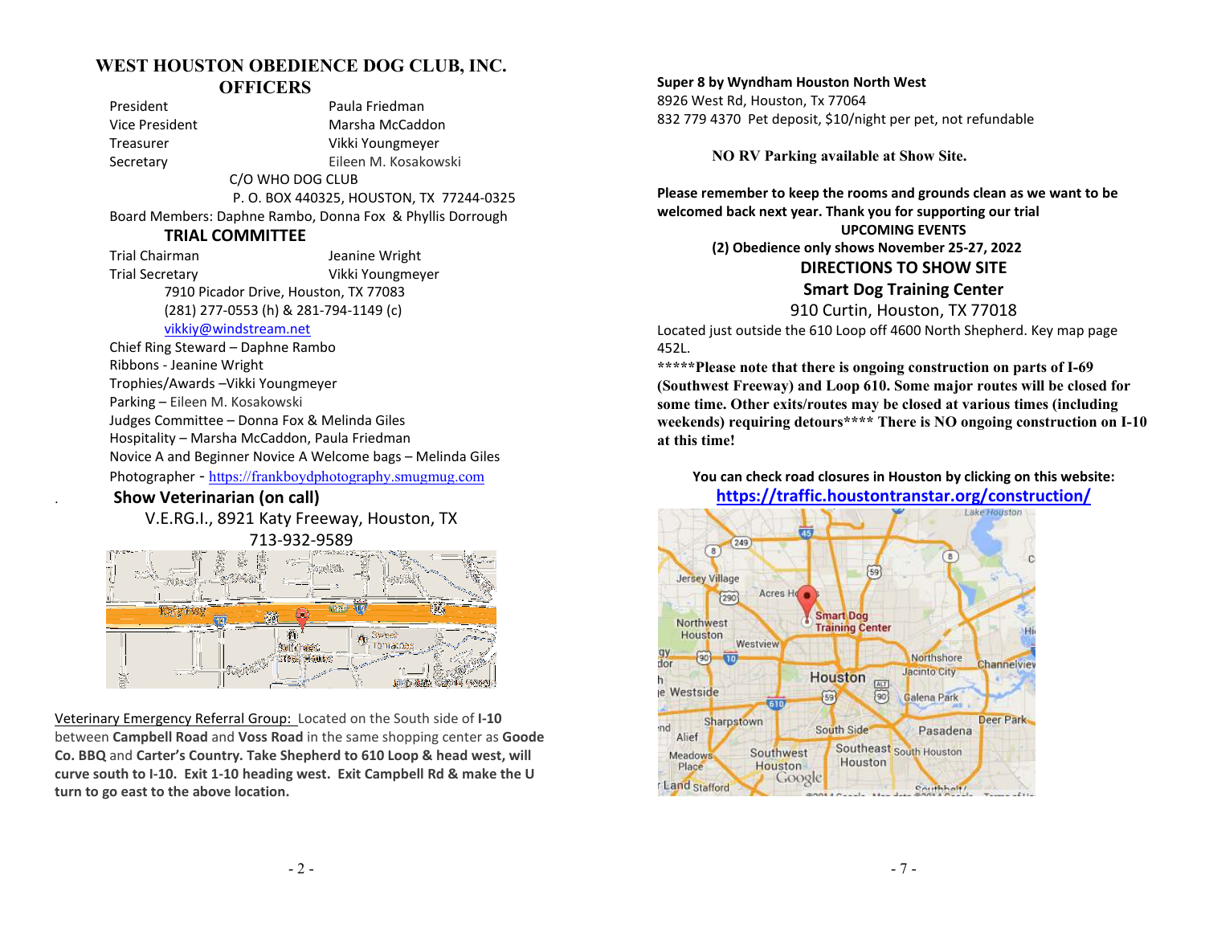# WEST HOUSTON OBEDIENCE DOG CLUB, INC.

## OFFICERS

| | |
|---|---|
| President | Paula Friedman |
| Vice President | Marsha McCaddon |
| Treasurer | Vikki Youngmeyer |
| Secretary | Eileen M. Kosakowski |

C/O WHO DOG CLUB
P. O. BOX 440325, HOUSTON, TX 77244-0325

Board Members: Daphne Rambo, Donna Fox & Phyllis Dorrough

## TRIAL COMMITTEE

| | |
|---|---|
| Trial Chairman | Jeanine Wright |
| Trial Secretary | Vikki Youngmeyer |

7910 Picador Drive, Houston, TX 77083
(281) 277-0553 (h) & 281-794-1149 (c)
vikkiy@windstream.net

Chief Ring Steward – Daphne Rambo
Ribbons - Jeanine Wright
Trophies/Awards –Vikki Youngmeyer
Parking – Eileen M. Kosakowski
Judges Committee – Donna Fox & Melinda Giles
Hospitality – Marsha McCaddon, Paula Friedman
Novice A and Beginner Novice A Welcome bags – Melinda Giles
Photographer - https://frankboydphotography.smugmug.com

### Show Veterinarian (on call)

V.E.RG.I., 8921 Katy Freeway, Houston, TX
713-932-9589

Veterinary Emergency Referral Group: Located on the South side of **I-10** between **Campbell Road** and **Voss Road** in the same shopping center as **Goode Co. BBQ** and **Carter's Country. Take Shepherd to 610 Loop & head west, will curve south to I-10. Exit 1-10 heading west. Exit Campbell Rd & make the U turn to go east to the above location.**

**Super 8 by Wyndham Houston North West**
8926 West Rd, Houston, Tx 77064
832 779 4370 Pet deposit, $10/night per pet, not refundable

**NO RV Parking available at Show Site.**

**Please remember to keep the rooms and grounds clean as we want to be welcomed back next year. Thank you for supporting our trial**

**UPCOMING EVENTS**
**(2) Obedience only shows November 25-27, 2022**

## DIRECTIONS TO SHOW SITE

## Smart Dog Training Center

910 Curtin, Houston, TX 77018

Located just outside the 610 Loop off 4600 North Shepherd. Key map page 452L.

**\*\*\*\*\*Please note that there is ongoing construction on parts of I-69 (Southwest Freeway) and Loop 610. Some major routes will be closed for some time. Other exits/routes may be closed at various times (including weekends) requiring detours\*\*\*\* There is NO ongoing construction on I-10 at this time!**

**You can check road closures in Houston by clicking on this website:**
**https://traffic.houstontranstar.org/construction/**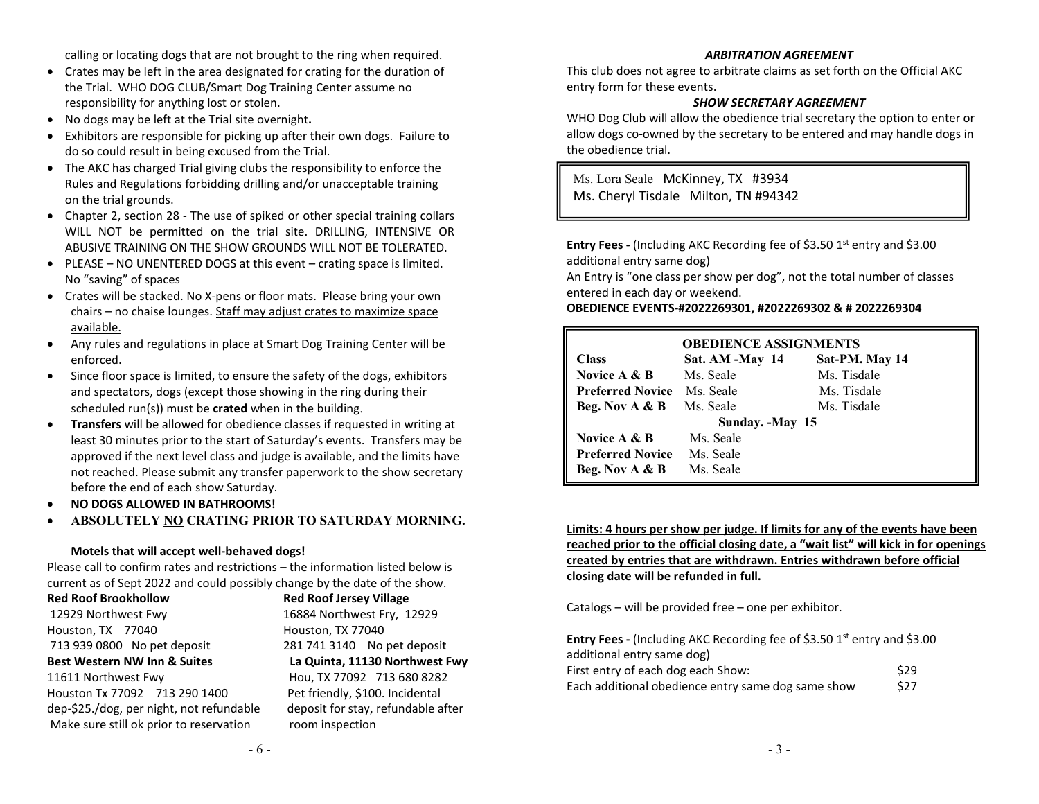calling or locating dogs that are not brought to the ring when required.

- Crates may be left in the area designated for crating for the duration of the Trial. WHO DOG CLUB/Smart Dog Training Center assume no responsibility for anything lost or stolen.
- No dogs may be left at the Trial site overnight**.**
- Exhibitors are responsible for picking up after their own dogs. Failure to do so could result in being excused from the Trial.
- The AKC has charged Trial giving clubs the responsibility to enforce the Rules and Regulations forbidding drilling and/or unacceptable training on the trial grounds.
- Chapter 2, section 28 - The use of spiked or other special training collars WILL NOT be permitted on the trial site. DRILLING, INTENSIVE OR ABUSIVE TRAINING ON THE SHOW GROUNDS WILL NOT BE TOLERATED.
- PLEASE – NO UNENTERED DOGS at this event – crating space is limited. No "saving" of spaces
- Crates will be stacked. No X-pens or floor mats. Please bring your own chairs – no chaise lounges. <u>Staff may adjust crates to maximize space available.</u>
- Any rules and regulations in place at Smart Dog Training Center will be enforced.
- Since floor space is limited, to ensure the safety of the dogs, exhibitors and spectators, dogs (except those showing in the ring during their scheduled run(s)) must be **crated** when in the building.
- **Transfers** will be allowed for obedience classes if requested in writing at least 30 minutes prior to the start of Saturday's events. Transfers may be approved if the next level class and judge is available, and the limits have not reached. Please submit any transfer paperwork to the show secretary before the end of each show Saturday.
- **NO DOGS ALLOWED IN BATHROOMS!**
- **ABSOLUTELY <u>NO</u> CRATING PRIOR TO SATURDAY MORNING.**

**Motels that will accept well-behaved dogs!**

Please call to confirm rates and restrictions – the information listed below is current as of Sept 2022 and could possibly change by the date of the show.

**Red Roof Brookhollow**
12929 Northwest Fwy
Houston, TX 77040
713 939 0800 No pet deposit

**Red Roof Jersey Village**
16884 Northwest Fry, 12929
Houston, TX 77040
281 741 3140 No pet deposit

**Best Western NW Inn & Suites**
11611 Northwest Fwy
Houston Tx 77092 713 290 1400
dep-$25./dog, per night, not refundable
Make sure still ok prior to reservation

**La Quinta, 11130 Northwest Fwy**
Hou, TX 77092 713 680 8282
Pet friendly, $100. Incidental deposit for stay, refundable after room inspection

***ARBITRATION AGREEMENT***

This club does not agree to arbitrate claims as set forth on the Official AKC entry form for these events.

***SHOW SECRETARY AGREEMENT***

WHO Dog Club will allow the obedience trial secretary the option to enter or allow dogs co-owned by the secretary to be entered and may handle dogs in the obedience trial.

Ms. Lora Seale McKinney, TX #3934
Ms. Cheryl Tisdale Milton, TN #94342

**Entry Fees -** (Including AKC Recording fee of $3.50 1st entry and $3.00 additional entry same dog)
An Entry is "one class per show per dog", not the total number of classes entered in each day or weekend.

**OBEDIENCE EVENTS-#2022269301, #2022269302 & # 2022269304**

**OBEDIENCE ASSIGNMENTS**

| Class | Sat. AM -May 14 | Sat-PM. May 14 |
|---|---|---|
| **Novice A & B** | Ms. Seale | Ms. Tisdale |
| **Preferred Novice** | Ms. Seale | Ms. Tisdale |
| **Beg. Nov A & B** | Ms. Seale | Ms. Tisdale |
| | **Sunday. -May 15** | |
| **Novice A & B** | Ms. Seale | |
| **Preferred Novice** | Ms. Seale | |
| **Beg. Nov A & B** | Ms. Seale | |

<u>**Limits: 4 hours per show per judge. If limits for any of the events have been reached prior to the official closing date, a "wait list" will kick in for openings created by entries that are withdrawn. Entries withdrawn before official closing date will be refunded in full.**</u>

Catalogs – will be provided free – one per exhibitor.

**Entry Fees -** (Including AKC Recording fee of $3.50 1st entry and $3.00 additional entry same dog)

| | |
|---|---|
| First entry of each dog each Show: | $29 |
| Each additional obedience entry same dog same show | $27 |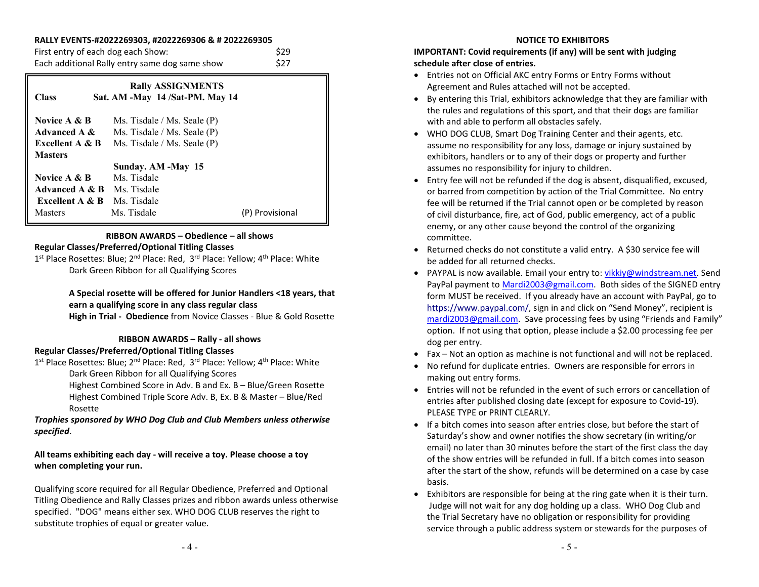**RALLY EVENTS-#2022269303, #2022269306 & # 2022269305**

| | |
|---|---|
| First entry of each dog each Show: | $29 |
| Each additional Rally entry same dog same show | $27 |

**Rally ASSIGNMENTS**

| Class | Sat. AM -May 14 /Sat-PM. May 14 | |
|---|---|---|
| **Novice A & B** | Ms. Tisdale / Ms. Seale (P) | |
| **Advanced A &** | Ms. Tisdale / Ms. Seale (P) | |
| **Excellent A & B** | Ms. Tisdale / Ms. Seale (P) | |
| **Masters** | | |
| | **Sunday. AM -May 15** | |
| **Novice A & B** | Ms. Tisdale | |
| **Advanced A & B** | Ms. Tisdale | |
| **Excellent A & B** | Ms. Tisdale | |
| Masters | Ms. Tisdale | (P) Provisional |

**RIBBON AWARDS – Obedience – all shows**

**Regular Classes/Preferred/Optional Titling Classes**

1st Place Rosettes: Blue; 2nd Place: Red, 3rd Place: Yellow; 4th Place: White
Dark Green Ribbon for all Qualifying Scores

**A Special rosette will be offered for Junior Handlers <18 years, that earn a qualifying score in any class regular class**

**High in Trial - Obedience** from Novice Classes - Blue & Gold Rosette

**RIBBON AWARDS – Rally - all shows**

**Regular Classes/Preferred/Optional Titling Classes**

1st Place Rosettes: Blue; 2nd Place: Red, 3rd Place: Yellow; 4th Place: White
Dark Green Ribbon for all Qualifying Scores
Highest Combined Score in Adv. B and Ex. B – Blue/Green Rosette
Highest Combined Triple Score Adv. B, Ex. B & Master – Blue/Red Rosette

***Trophies sponsored by WHO Dog Club and Club Members unless otherwise specified***.

**All teams exhibiting each day - will receive a toy. Please choose a toy when completing your run.**

Qualifying score required for all Regular Obedience, Preferred and Optional Titling Obedience and Rally Classes prizes and ribbon awards unless otherwise specified. "DOG" means either sex. WHO DOG CLUB reserves the right to substitute trophies of equal or greater value.

**NOTICE TO EXHIBITORS**

**IMPORTANT: Covid requirements (if any) will be sent with judging schedule after close of entries.**

- Entries not on Official AKC entry Forms or Entry Forms without Agreement and Rules attached will not be accepted.
- By entering this Trial, exhibitors acknowledge that they are familiar with the rules and regulations of this sport, and that their dogs are familiar with and able to perform all obstacles safely.
- WHO DOG CLUB, Smart Dog Training Center and their agents, etc. assume no responsibility for any loss, damage or injury sustained by exhibitors, handlers or to any of their dogs or property and further assumes no responsibility for injury to children.
- Entry fee will not be refunded if the dog is absent, disqualified, excused, or barred from competition by action of the Trial Committee. No entry fee will be returned if the Trial cannot open or be completed by reason of civil disturbance, fire, act of God, public emergency, act of a public enemy, or any other cause beyond the control of the organizing committee.
- Returned checks do not constitute a valid entry. A $30 service fee will be added for all returned checks.
- PAYPAL is now available. Email your entry to: vikkiy@windstream.net. Send PayPal payment to Mardi2003@gmail.com. Both sides of the SIGNED entry form MUST be received. If you already have an account with PayPal, go to https://www.paypal.com/, sign in and click on "Send Money", recipient is mardi2003@gmail.com. Save processing fees by using "Friends and Family" option. If not using that option, please include a $2.00 processing fee per dog per entry.
- Fax – Not an option as machine is not functional and will not be replaced.
- No refund for duplicate entries. Owners are responsible for errors in making out entry forms.
- Entries will not be refunded in the event of such errors or cancellation of entries after published closing date (except for exposure to Covid-19). PLEASE TYPE or PRINT CLEARLY.
- If a bitch comes into season after entries close, but before the start of Saturday's show and owner notifies the show secretary (in writing/or email) no later than 30 minutes before the start of the first class the day of the show entries will be refunded in full. If a bitch comes into season after the start of the show, refunds will be determined on a case by case basis.
- Exhibitors are responsible for being at the ring gate when it is their turn. Judge will not wait for any dog holding up a class. WHO Dog Club and the Trial Secretary have no obligation or responsibility for providing service through a public address system or stewards for the purposes of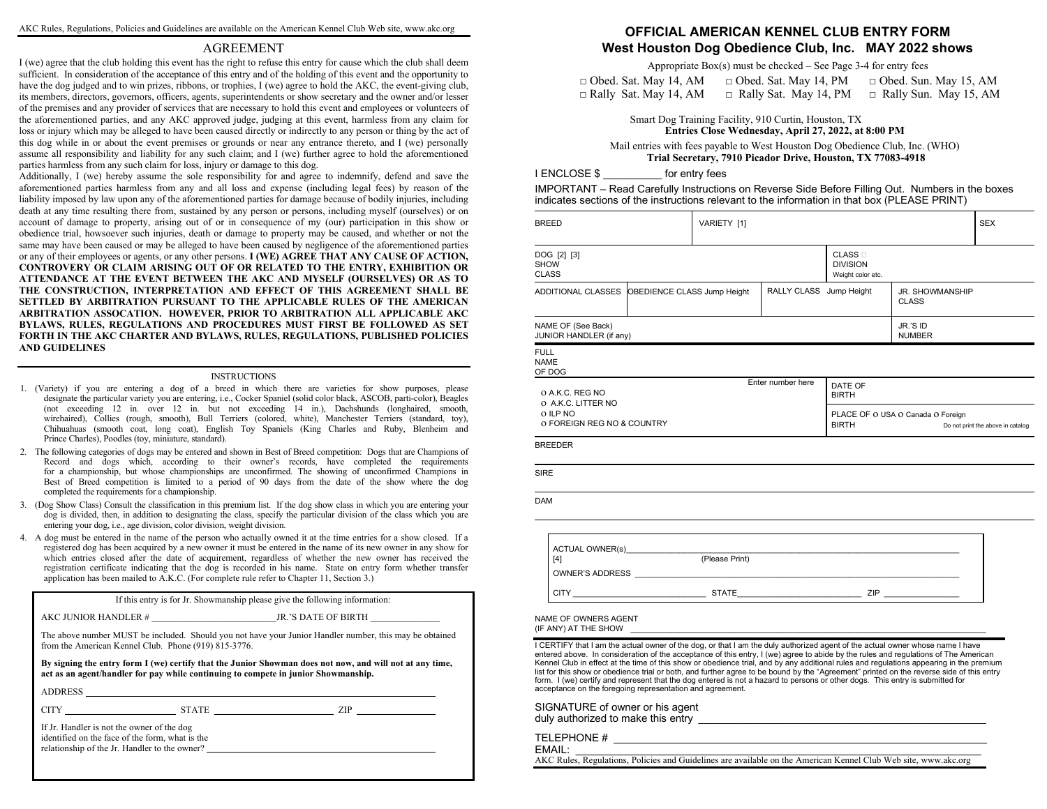AKC Rules, Regulations, Policies and Guidelines are available on the American Kennel Club Web site, www.akc.org

## AGREEMENT

I (we) agree that the club holding this event has the right to refuse this entry for cause which the club shall deem sufficient. In consideration of the acceptance of this entry and of the holding of this event and the opportunity to have the dog judged and to win prizes, ribbons, or trophies, I (we) agree to hold the AKC, the event-giving club, its members, directors, governors, officers, agents, superintendents or show secretary and the owner and/or lesser of the premises and any provider of services that are necessary to hold this event and employees or volunteers of the aforementioned parties, and any AKC approved judge, judging at this event, harmless from any claim for loss or injury which may be alleged to have been caused directly or indirectly to any person or thing by the act of this dog while in or about the event premises or grounds or near any entrance thereto, and I (we) personally assume all responsibility and liability for any such claim; and I (we) further agree to hold the aforementioned parties harmless from any such claim for loss, injury or damage to this dog.

Additionally, I (we) hereby assume the sole responsibility for and agree to indemnify, defend and save the aforementioned parties harmless from any and all loss and expense (including legal fees) by reason of the liability imposed by law upon any of the aforementioned parties for damage because of bodily injuries, including death at any time resulting there from, sustained by any person or persons, including myself (ourselves) or on account of damage to property, arising out of or in consequence of my (our) participation in this show or obedience trial, howsoever such injuries, death or damage to property may be caused, and whether or not the same may have been caused or may be alleged to have been caused by negligence of the aforementioned parties or any of their employees or agents, or any other persons. **I (WE) AGREE THAT ANY CAUSE OF ACTION, CONTROVERY OR CLAIM ARISING OUT OF OR RELATED TO THE ENTRY, EXHIBITION OR ATTENDANCE AT THE EVENT BETWEEN THE AKC AND MYSELF (OURSELVES) OR AS TO THE CONSTRUCTION, INTERPRETATION AND EFFECT OF THIS AGREEMENT SHALL BE SETTLED BY ARBITRATION PURSUANT TO THE APPLICABLE RULES OF THE AMERICAN ARBITRATION ASSOCATION. HOWEVER, PRIOR TO ARBITRATION ALL APPLICABLE AKC BYLAWS, RULES, REGULATIONS AND PROCEDURES MUST FIRST BE FOLLOWED AS SET FORTH IN THE AKC CHARTER AND BYLAWS, RULES, REGULATIONS, PUBLISHED POLICIES AND GUIDELINES**

### INSTRUCTIONS

1. (Variety) if you are entering a dog of a breed in which there are varieties for show purposes, please designate the particular variety you are entering, i.e., Cocker Spaniel (solid color black, ASCOB, parti-color), Beagles (not exceeding 12 in. over 12 in. but not exceeding 14 in.), Dachshunds (longhaired, smooth, wirehaired), Collies (rough, smooth), Bull Terriers (colored, white), Manchester Terriers (standard, toy), Chihuahuas (smooth coat, long coat), English Toy Spaniels (King Charles and Ruby, Blenheim and Prince Charles), Poodles (toy, miniature, standard).
2. The following categories of dogs may be entered and shown in Best of Breed competition: Dogs that are Champions of Record and dogs which, according to their owner's records, have completed the requirements for a championship, but whose championships are unconfirmed. The showing of unconfirmed Champions in Best of Breed competition is limited to a period of 90 days from the date of the show where the dog completed the requirements for a championship.
3. (Dog Show Class) Consult the classification in this premium list. If the dog show class in which you are entering your dog is divided, then, in addition to designating the class, specify the particular division of the class which you are entering your dog, i.e., age division, color division, weight division.
4. A dog must be entered in the name of the person who actually owned it at the time entries for a show closed. If a registered dog has been acquired by a new owner it must be entered in the name of its new owner in any show for which entries closed after the date of acquirement, regardless of whether the new owner has received the registration certificate indicating that the dog is recorded in his name. State on entry form whether transfer application has been mailed to A.K.C. (For complete rule refer to Chapter 11, Section 3.)

If this entry is for Jr. Showmanship please give the following information:

AKC JUNIOR HANDLER # ____________ JR.'S DATE OF BIRTH ____________

The above number MUST be included. Should you not have your Junior Handler number, this may be obtained from the American Kennel Club. Phone (919) 815-3776.

**By signing the entry form I (we) certify that the Junior Showman does not now, and will not at any time, act as an agent/handler for pay while continuing to compete in junior Showmanship.**

ADDRESS ____________

CITY ____________ STATE ____________ ZIP ____________

If Jr. Handler is not the owner of the dog identified on the face of the form, what is the relationship of the Jr. Handler to the owner? ____________

# OFFICIAL AMERICAN KENNEL CLUB ENTRY FORM

## West Houston Dog Obedience Club, Inc. MAY 2022 shows

Appropriate Box(s) must be checked – See Page 3-4 for entry fees

□ Obed. Sat. May 14, AM □ Obed. Sat. May 14, PM □ Obed. Sun. May 15, AM
□ Rally Sat. May 14, AM □ Rally Sat. May 14, PM □ Rally Sun. May 15, AM

Smart Dog Training Facility, 910 Curtin, Houston, TX
**Entries Close Wednesday, April 27, 2022, at 8:00 PM**

Mail entries with fees payable to West Houston Dog Obedience Club, Inc. (WHO)
**Trial Secretary, 7910 Picador Drive, Houston, TX 77083-4918**

I ENCLOSE $ __________ for entry fees

IMPORTANT – Read Carefully Instructions on Reverse Side Before Filling Out. Numbers in the boxes indicates sections of the instructions relevant to the information in that box (PLEASE PRINT)

| | | | |
|---|---|---|---|
| BREED | VARIETY [1] | | SEX |
| DOG [2] [3] SHOW CLASS | | CLASS □ DIVISION Weight color etc. | |
| ADDITIONAL CLASSES | OBEDIENCE CLASS Jump Height | RALLY CLASS Jump Height | JR. SHOWMANSHIP CLASS |
| NAME OF (See Back) JUNIOR HANDLER (if any) | | | JR.'S ID NUMBER |
| FULL NAME OF DOG | | | |
| O A.K.C. REG NO<br>O A.K.C. LITTER NO<br>O ILP NO<br>O FOREIGN REG NO & COUNTRY | Enter number here | DATE OF BIRTH | |
| | | PLACE OF O USA O Canada O Foreign BIRTH | Do not print the above in catalog |
| BREEDER | | | |
| SIRE | | | |
| DAM | | | |

ACTUAL OWNER(s) ____________ (Please Print)
[4]
OWNER'S ADDRESS ____________
CITY ____________ STATE ____________ ZIP ____________

NAME OF OWNERS AGENT
(IF ANY) AT THE SHOW ____________

I CERTIFY that I am the actual owner of the dog, or that I am the duly authorized agent of the actual owner whose name I have entered above. In consideration of the acceptance of this entry, I (we) agree to abide by the rules and regulations of The American Kennel Club in effect at the time of this show or obedience trial, and by any additional rules and regulations appearing in the premium list for this show or obedience trial or both, and further agree to be bound by the "Agreement" printed on the reverse side of this entry form. I (we) certify and represent that the dog entered is not a hazard to persons or other dogs. This entry is submitted for acceptance on the foregoing representation and agreement.

SIGNATURE of owner or his agent
duly authorized to make this entry ____________

TELEPHONE # ____________

EMAIL: ____________

AKC Rules, Regulations, Policies and Guidelines are available on the American Kennel Club Web site, www.akc.org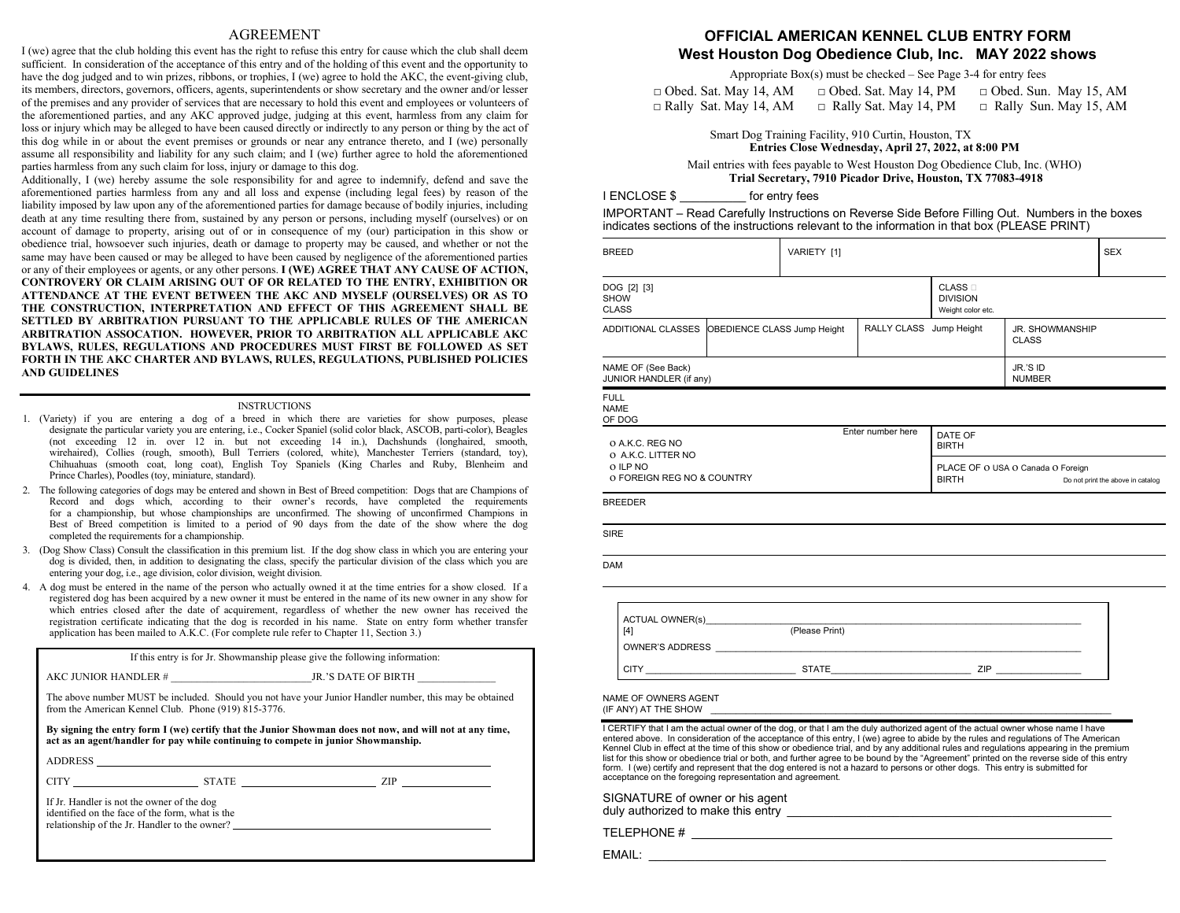## AGREEMENT

I (we) agree that the club holding this event has the right to refuse this entry for cause which the club shall deem sufficient. In consideration of the acceptance of this entry and of the holding of this event and the opportunity to have the dog judged and to win prizes, ribbons, or trophies, I (we) agree to hold the AKC, the event-giving club, its members, directors, governors, officers, agents, superintendents or show secretary and the owner and/or lesser of the premises and any provider of services that are necessary to hold this event and employees or volunteers of the aforementioned parties, and any AKC approved judge, judging at this event, harmless from any claim for loss or injury which may be alleged to have been caused directly or indirectly to any person or thing by the act of this dog while in or about the event premises or grounds or near any entrance thereto, and I (we) personally assume all responsibility and liability for any such claim; and I (we) further agree to hold the aforementioned parties harmless from any such claim for loss, injury or damage to this dog.

Additionally, I (we) hereby assume the sole responsibility for and agree to indemnify, defend and save the aforementioned parties harmless from any and all loss and expense (including legal fees) by reason of the liability imposed by law upon any of the aforementioned parties for damage because of bodily injuries, including death at any time resulting there from, sustained by any person or persons, including myself (ourselves) or on account of damage to property, arising out of or in consequence of my (our) participation in this show or obedience trial, howsoever such injuries, death or damage to property may be caused, and whether or not the same may have been caused or may be alleged to have been caused by negligence of the aforementioned parties or any of their employees or agents, or any other persons. **I (WE) AGREE THAT ANY CAUSE OF ACTION, CONTROVERY OR CLAIM ARISING OUT OF OR RELATED TO THE ENTRY, EXHIBITION OR ATTENDANCE AT THE EVENT BETWEEN THE AKC AND MYSELF (OURSELVES) OR AS TO THE CONSTRUCTION, INTERPRETATION AND EFFECT OF THIS AGREEMENT SHALL BE SETTLED BY ARBITRATION PURSUANT TO THE APPLICABLE RULES OF THE AMERICAN ARBITRATION ASSOCATION. HOWEVER, PRIOR TO ARBITRATION ALL APPLICABLE AKC BYLAWS, RULES, REGULATIONS AND PROCEDURES MUST FIRST BE FOLLOWED AS SET FORTH IN THE AKC CHARTER AND BYLAWS, RULES, REGULATIONS, PUBLISHED POLICIES AND GUIDELINES**

### INSTRUCTIONS

1. (Variety) if you are entering a dog of a breed in which there are varieties for show purposes, please designate the particular variety you are entering, i.e., Cocker Spaniel (solid color black, ASCOB, parti-color), Beagles (not exceeding 12 in. over 12 in. but not exceeding 14 in.), Dachshunds (longhaired, smooth, wirehaired), Collies (rough, smooth), Bull Terriers (colored, white), Manchester Terriers (standard, toy), Chihuahuas (smooth coat, long coat), English Toy Spaniels (King Charles and Ruby, Blenheim and Prince Charles), Poodles (toy, miniature, standard).
2. The following categories of dogs may be entered and shown in Best of Breed competition: Dogs that are Champions of Record and dogs which, according to their owner's records, have completed the requirements for a championship, but whose championships are unconfirmed. The showing of unconfirmed Champions in Best of Breed competition is limited to a period of 90 days from the date of the show where the dog completed the requirements for a championship.
3. (Dog Show Class) Consult the classification in this premium list. If the dog show class in which you are entering your dog is divided, then, in addition to designating the class, specify the particular division of the class which you are entering your dog, i.e., age division, color division, weight division.
4. A dog must be entered in the name of the person who actually owned it at the time entries for a show closed. If a registered dog has been acquired by a new owner it must be entered in the name of its new owner in any show for which entries closed after the date of acquirement, regardless of whether the new owner has received the registration certificate indicating that the dog is recorded in his name. State on entry form whether transfer application has been mailed to A.K.C. (For complete rule refer to Chapter 11, Section 3.)

If this entry is for Jr. Showmanship please give the following information:

AKC JUNIOR HANDLER # ____________ JR.'S DATE OF BIRTH ____________

The above number MUST be included. Should you not have your Junior Handler number, this may be obtained from the American Kennel Club. Phone (919) 815-3776.

**By signing the entry form I (we) certify that the Junior Showman does not now, and will not at any time, act as an agent/handler for pay while continuing to compete in junior Showmanship.**

ADDRESS ____________

CITY ____________ STATE ____________ ZIP ____________

If Jr. Handler is not the owner of the dog identified on the face of the form, what is the relationship of the Jr. Handler to the owner? ____________

# OFFICIAL AMERICAN KENNEL CLUB ENTRY FORM

## West Houston Dog Obedience Club, Inc. MAY 2022 shows

Appropriate Box(s) must be checked – See Page 3-4 for entry fees

□ Obed. Sat. May 14, AM □ Obed. Sat. May 14, PM □ Obed. Sun. May 15, AM

□ Rally Sat. May 14, AM □ Rally Sat. May 14, PM □ Rally Sun. May 15, AM

Smart Dog Training Facility, 910 Curtin, Houston, TX

**Entries Close Wednesday, April 27, 2022, at 8:00 PM**

Mail entries with fees payable to West Houston Dog Obedience Club, Inc. (WHO)

**Trial Secretary, 7910 Picador Drive, Houston, TX 77083-4918**

I ENCLOSE $ __________ for entry fees

IMPORTANT – Read Carefully Instructions on Reverse Side Before Filling Out. Numbers in the boxes indicates sections of the instructions relevant to the information in that box (PLEASE PRINT)

| | | | | |
|---|---|---|---|---|
| BREED | VARIETY [1] | | | SEX |
| DOG [2] [3] SHOW CLASS | | CLASS □ DIVISION Weight color etc. | | |
| ADDITIONAL CLASSES | OBEDIENCE CLASS Jump Height | RALLY CLASS Jump Height | JR. SHOWMANSHIP CLASS | |
| NAME OF (See Back) JUNIOR HANDLER (if any) | | | JR.'S ID NUMBER | |
| FULL NAME OF DOG | | | | |
| O A.K.C. REG NO<br>O A.K.C. LITTER NO<br>O ILP NO<br>O FOREIGN REG NO & COUNTRY | Enter number here | DATE OF BIRTH | | |
| | | PLACE OF O USA O Canada O Foreign BIRTH | Do not print the above in catalog | |
| BREEDER | | | | |
| SIRE | | | | |
| DAM | | | | |

ACTUAL OWNER(s) ____________ [4] (Please Print)

OWNER'S ADDRESS ____________

CITY ____________ STATE ____________ ZIP ____________

NAME OF OWNERS AGENT (IF ANY) AT THE SHOW ____________

I CERTIFY that I am the actual owner of the dog, or that I am the duly authorized agent of the actual owner whose name I have entered above. In consideration of the acceptance of this entry, I (we) agree to abide by the rules and regulations of The American Kennel Club in effect at the time of this show or obedience trial, and by any additional rules and regulations appearing in the premium list for this show or obedience trial or both, and further agree to be bound by the "Agreement" printed on the reverse side of this entry form. I (we) certify and represent that the dog entered is not a hazard to persons or other dogs. This entry is submitted for acceptance on the foregoing representation and agreement.

SIGNATURE of owner or his agent duly authorized to make this entry ____________

TELEPHONE # ____________

EMAIL: ____________